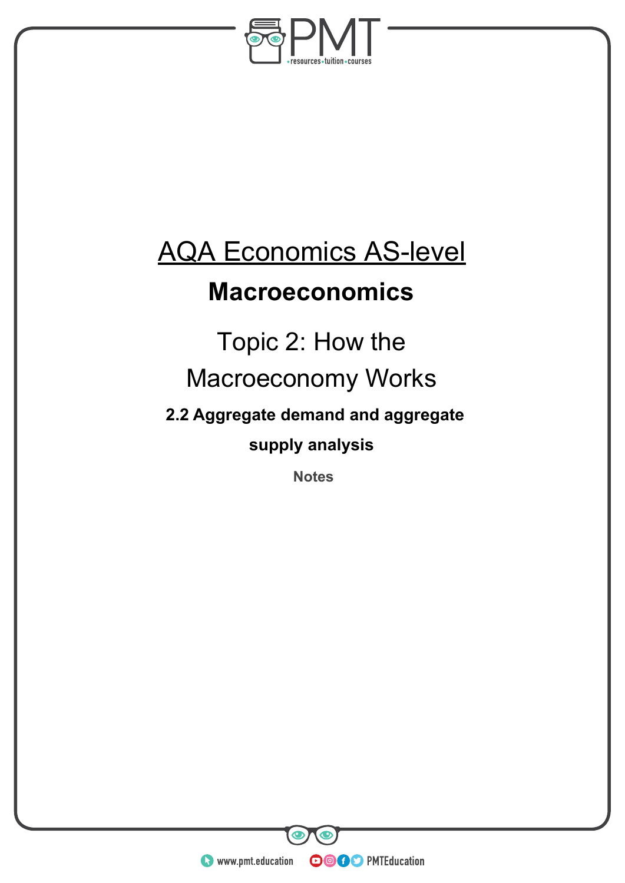# AQA Economics AS-level

## Macroeconomics

## Topic 2: How the Macroeconomy Works

### 2.2 Aggregate demand and aggregate supply analysis

**Notes**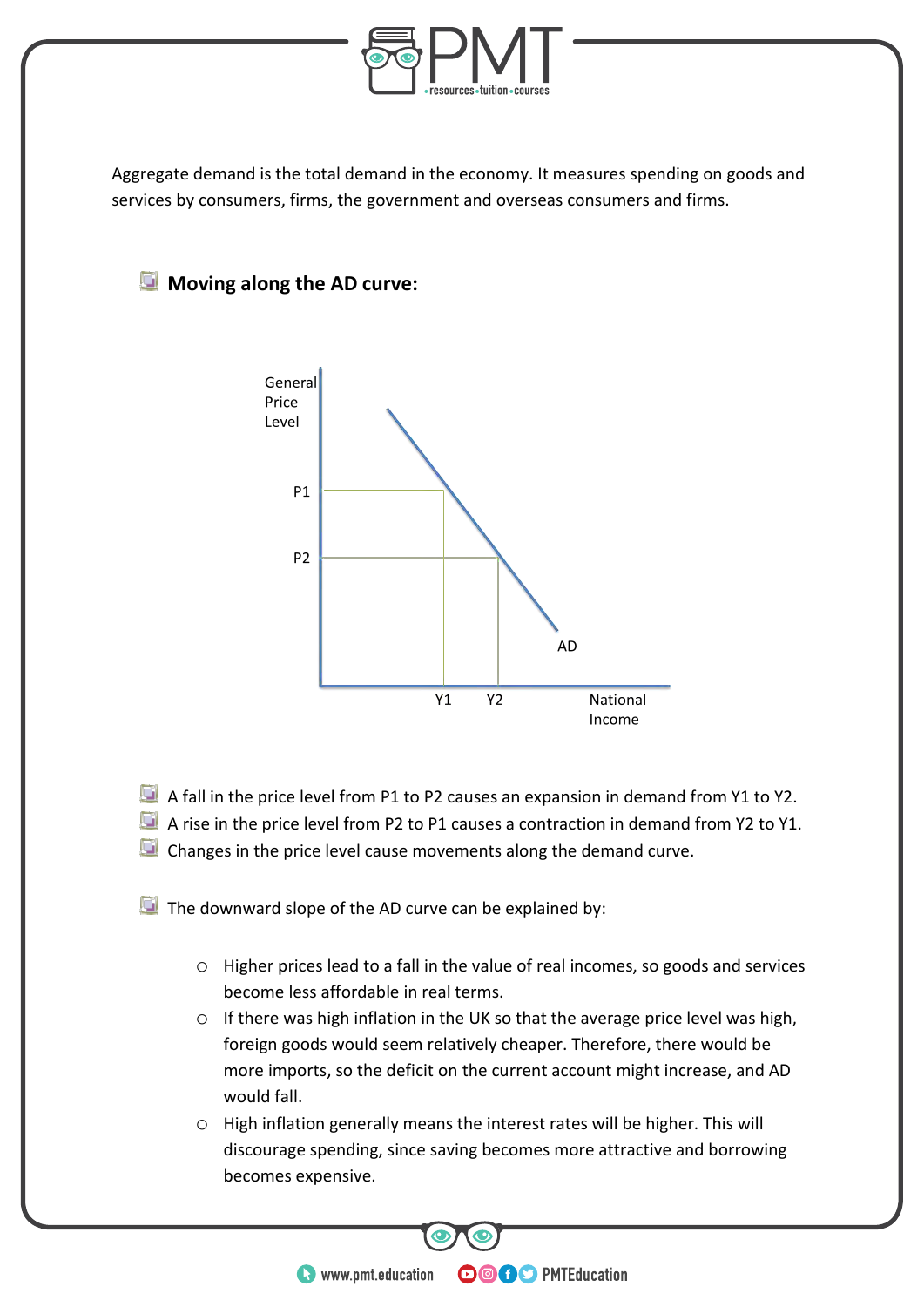Aggregate demand is the total demand in the economy. It measures spending on goods and services by consumers, firms, the government and overseas consumers and firms.

## Moving along the AD curve:

General Price Level

P1

P2

AD

Y1 Y2

National Income

- A fall in the price level from P1 to P2 causes an expansion in demand from Y1 to Y2.
- A rise in the price level from P2 to P1 causes a contraction in demand from Y2 to Y1.
- Changes in the price level cause movements along the demand curve.

- The downward slope of the AD curve can be explained by:

    - Higher prices lead to a fall in the value of real incomes, so goods and services become less affordable in real terms.
    - If there was high inflation in the UK so that the average price level was high, foreign goods would seem relatively cheaper. Therefore, there would be more imports, so the deficit on the current account might increase, and AD would fall.
    - High inflation generally means the interest rates will be higher. This will discourage spending, since saving becomes more attractive and borrowing becomes expensive.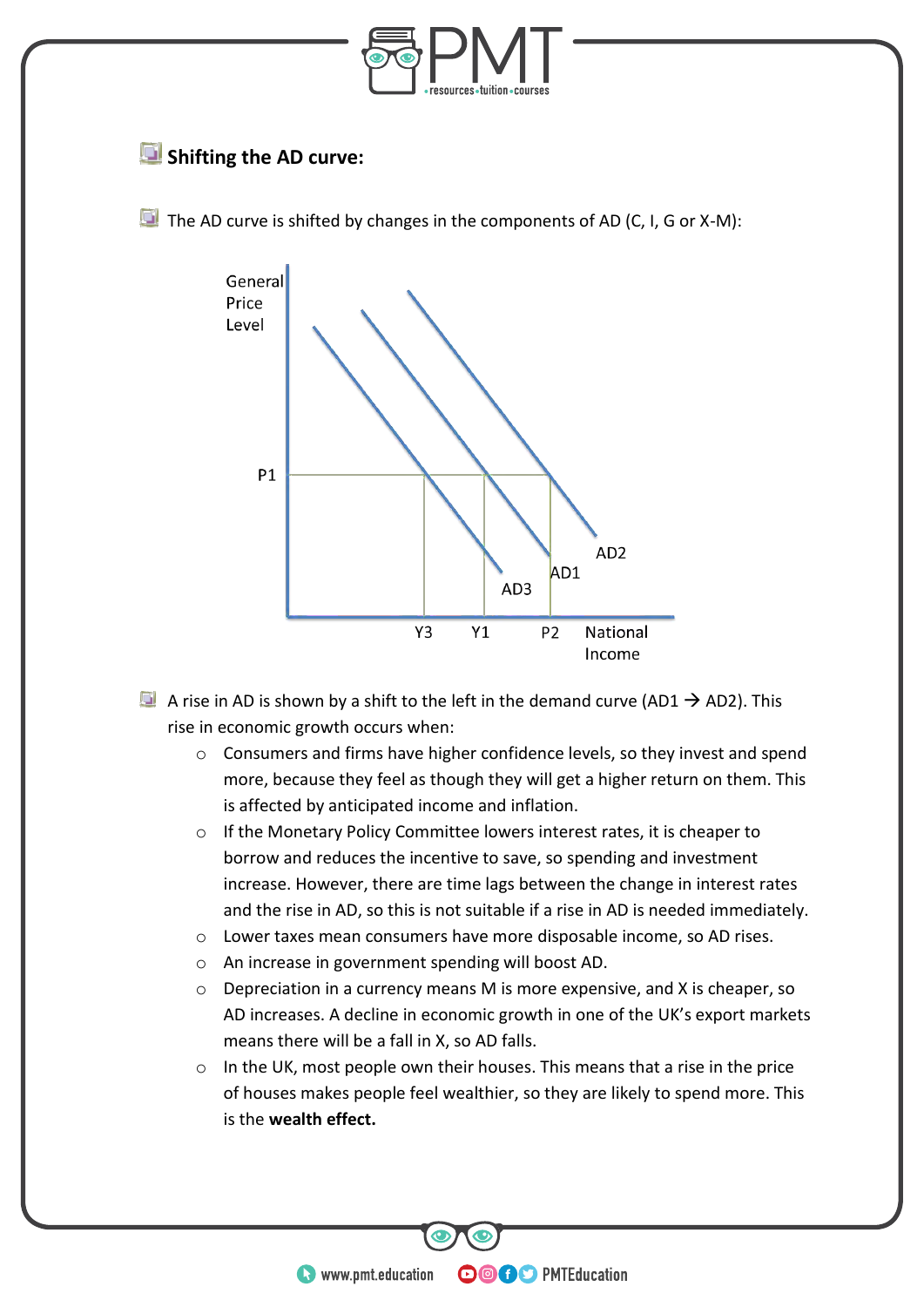## Shifting the AD curve:

The AD curve is shifted by changes in the components of AD (C, I, G or X-M):

General Price Level

P1

AD2

AD1

AD3

Y3 Y1 P2 National Income

A rise in AD is shown by a shift to the left in the demand curve (AD1 → AD2). This rise in economic growth occurs when:

- Consumers and firms have higher confidence levels, so they invest and spend more, because they feel as though they will get a higher return on them. This is affected by anticipated income and inflation.
- If the Monetary Policy Committee lowers interest rates, it is cheaper to borrow and reduces the incentive to save, so spending and investment increase. However, there are time lags between the change in interest rates and the rise in AD, so this is not suitable if a rise in AD is needed immediately.
- Lower taxes mean consumers have more disposable income, so AD rises.
- An increase in government spending will boost AD.
- Depreciation in a currency means M is more expensive, and X is cheaper, so AD increases. A decline in economic growth in one of the UK's export markets means there will be a fall in X, so AD falls.
- In the UK, most people own their houses. This means that a rise in the price of houses makes people feel wealthier, so they are likely to spend more. This is the **wealth effect.**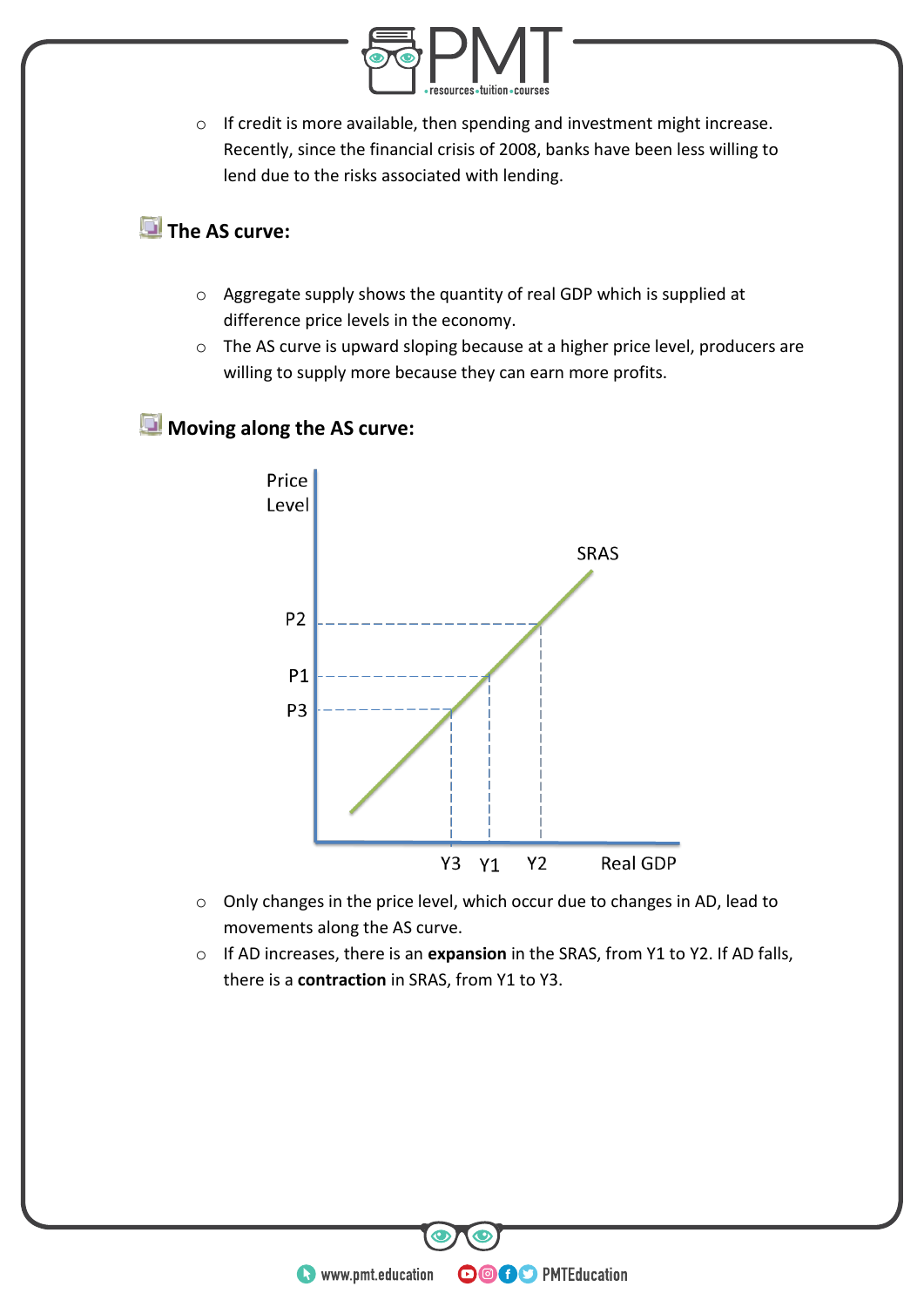- If credit is more available, then spending and investment might increase. Recently, since the financial crisis of 2008, banks have been less willing to lend due to the risks associated with lending.

## The AS curve:

- Aggregate supply shows the quantity of real GDP which is supplied at difference price levels in the economy.
- The AS curve is upward sloping because at a higher price level, producers are willing to supply more because they can earn more profits.

## Moving along the AS curve:

Price Level
SRAS
P2
P1
P3
Y3 Y1 Y2 Real GDP

- Only changes in the price level, which occur due to changes in AD, lead to movements along the AS curve.
- If AD increases, there is an **expansion** in the SRAS, from Y1 to Y2. If AD falls, there is a **contraction** in SRAS, from Y1 to Y3.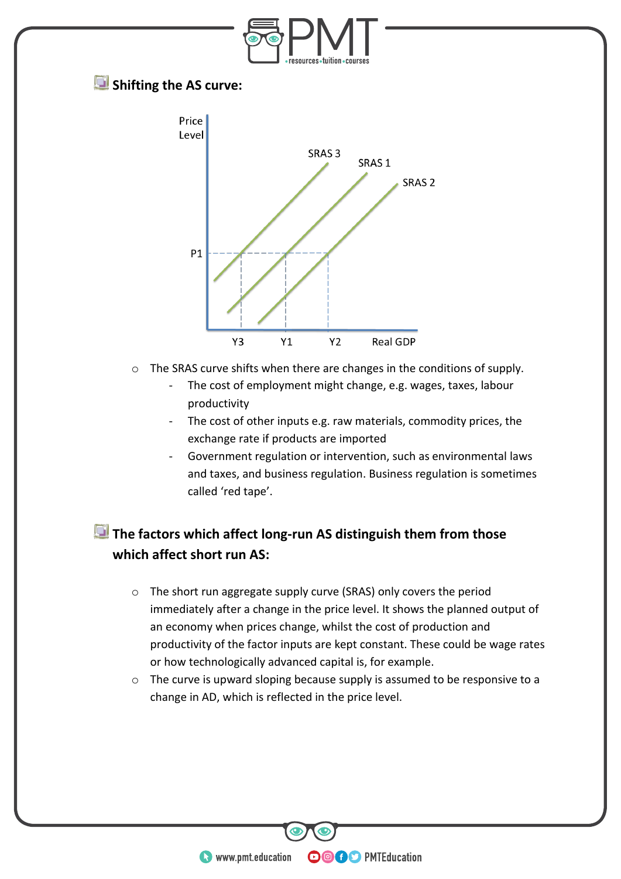## Shifting the AS curve:

- The SRAS curve shifts when there are changes in the conditions of supply.
  - The cost of employment might change, e.g. wages, taxes, labour productivity
  - The cost of other inputs e.g. raw materials, commodity prices, the exchange rate if products are imported
  - Government regulation or intervention, such as environmental laws and taxes, and business regulation. Business regulation is sometimes called 'red tape'.

## The factors which affect long-run AS distinguish them from those which affect short run AS:

- The short run aggregate supply curve (SRAS) only covers the period immediately after a change in the price level. It shows the planned output of an economy when prices change, whilst the cost of production and productivity of the factor inputs are kept constant. These could be wage rates or how technologically advanced capital is, for example.
- The curve is upward sloping because supply is assumed to be responsive to a change in AD, which is reflected in the price level.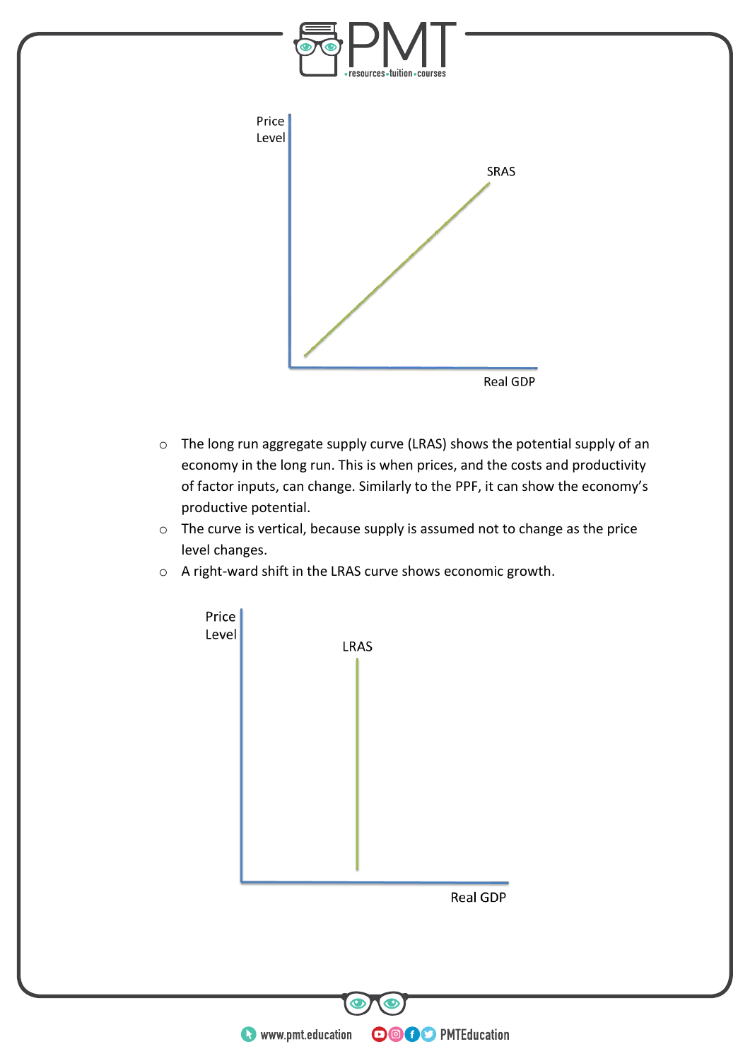Price Level

SRAS

Real GDP

- The long run aggregate supply curve (LRAS) shows the potential supply of an economy in the long run. This is when prices, and the costs and productivity of factor inputs, can change. Similarly to the PPF, it can show the economy's productive potential.
- The curve is vertical, because supply is assumed not to change as the price level changes.
- A right-ward shift in the LRAS curve shows economic growth.

Price Level

LRAS

Real GDP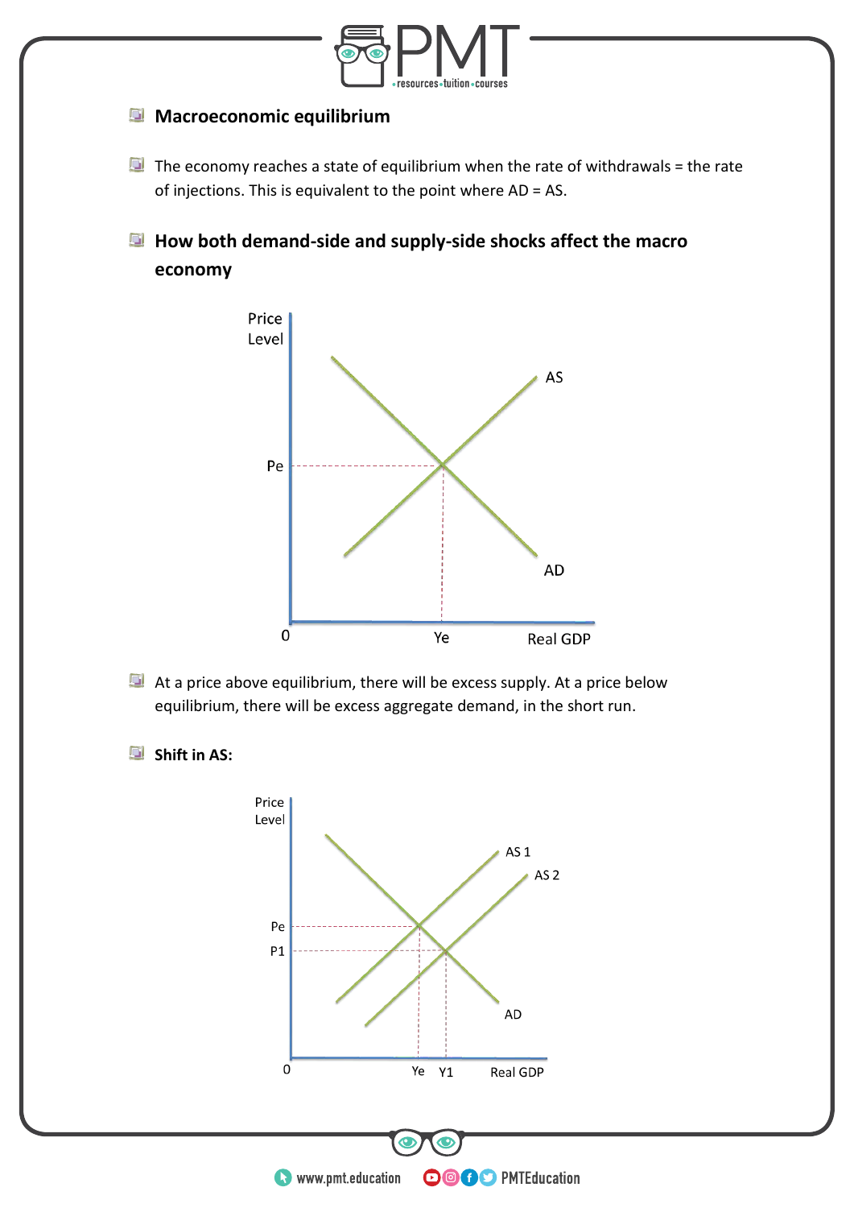## Macroeconomic equilibrium

- The economy reaches a state of equilibrium when the rate of withdrawals = the rate of injections. This is equivalent to the point where AD = AS.

## How both demand-side and supply-side shocks affect the macro economy

Price Level

AS

Pe

AD

0

Ye

Real GDP

- At a price above equilibrium, there will be excess supply. At a price below equilibrium, there will be excess aggregate demand, in the short run.

- **Shift in AS:**

Price Level

AS 1

AS 2

Pe

P1

AD

0

Ye

Y1

Real GDP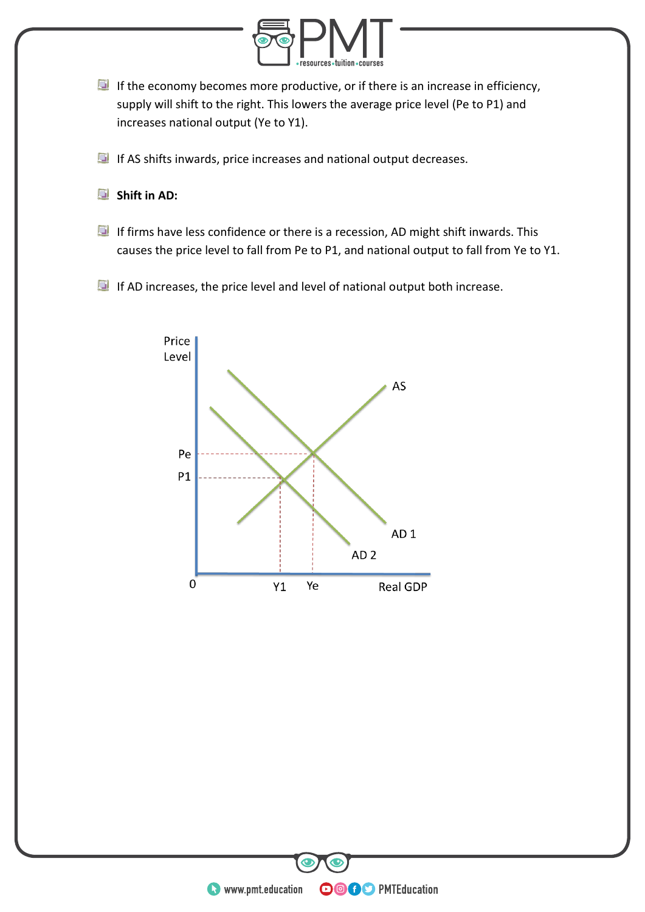- If the economy becomes more productive, or if there is an increase in efficiency, supply will shift to the right. This lowers the average price level (Pe to P1) and increases national output (Ye to Y1).

- If AS shifts inwards, price increases and national output decreases.

- **Shift in AD:**

- If firms have less confidence or there is a recession, AD might shift inwards. This causes the price level to fall from Pe to P1, and national output to fall from Ye to Y1.

- If AD increases, the price level and level of national output both increase.

Price Level
AS
Pe
P1
AD 1
AD 2
0
Y1
Ye
Real GDP